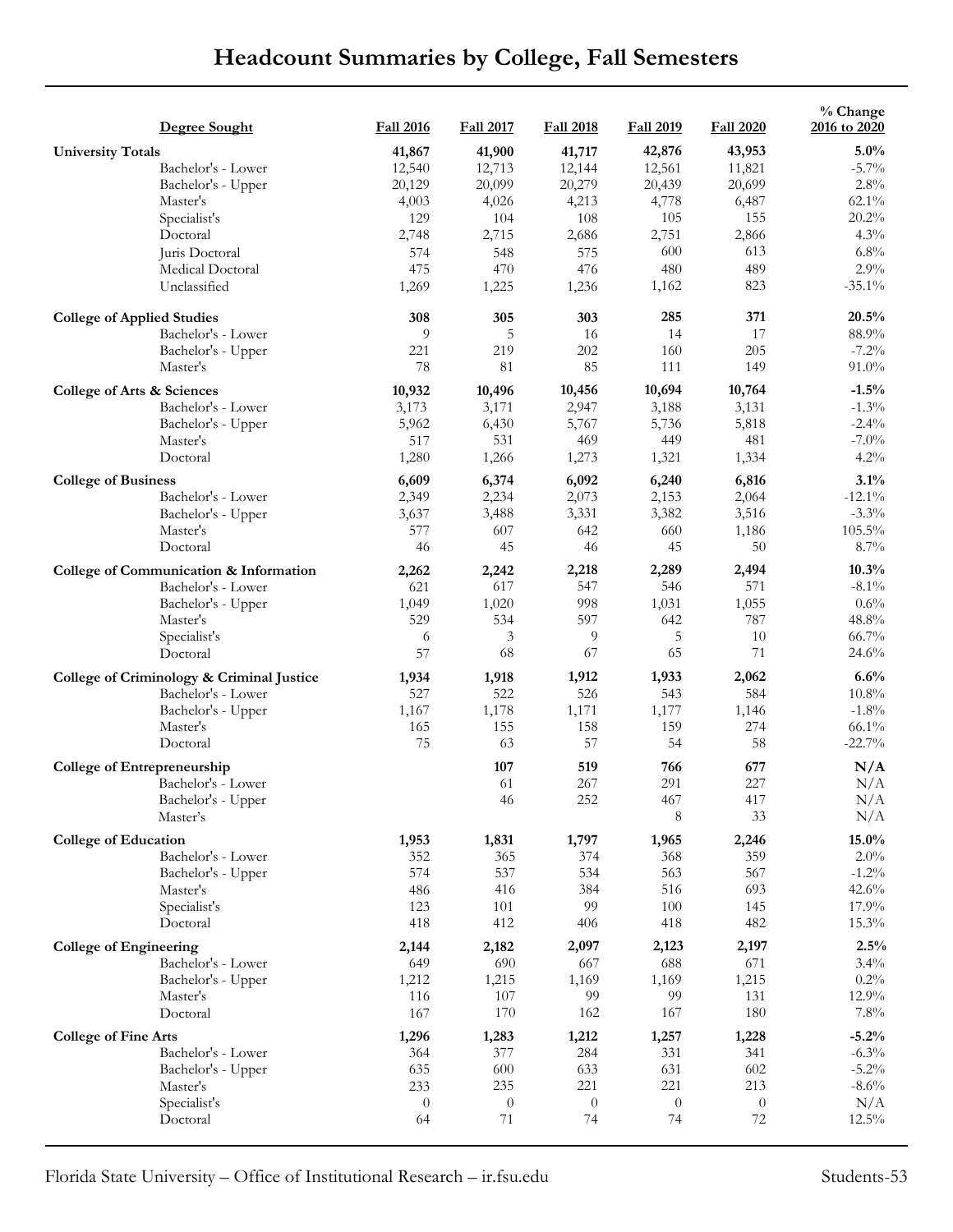# Headcount Summaries by College, Fall Semesters

| Degree Sought | Fall 2016 | Fall 2017 | Fall 2018 | Fall 2019 | Fall 2020 | % Change 2016 to 2020 |
|---|---|---|---|---|---|---|
| **University Totals** | **41,867** | **41,900** | **41,717** | **42,876** | **43,953** | **5.0%** |
| Bachelor's - Lower | 12,540 | 12,713 | 12,144 | 12,561 | 11,821 | -5.7% |
| Bachelor's - Upper | 20,129 | 20,099 | 20,279 | 20,439 | 20,699 | 2.8% |
| Master's | 4,003 | 4,026 | 4,213 | 4,778 | 6,487 | 62.1% |
| Specialist's | 129 | 104 | 108 | 105 | 155 | 20.2% |
| Doctoral | 2,748 | 2,715 | 2,686 | 2,751 | 2,866 | 4.3% |
| Juris Doctoral | 574 | 548 | 575 | 600 | 613 | 6.8% |
| Medical Doctoral | 475 | 470 | 476 | 480 | 489 | 2.9% |
| Unclassified | 1,269 | 1,225 | 1,236 | 1,162 | 823 | -35.1% |
| **College of Applied Studies** | **308** | **305** | **303** | **285** | **371** | **20.5%** |
| Bachelor's - Lower | 9 | 5 | 16 | 14 | 17 | 88.9% |
| Bachelor's - Upper | 221 | 219 | 202 | 160 | 205 | -7.2% |
| Master's | 78 | 81 | 85 | 111 | 149 | 91.0% |
| **College of Arts & Sciences** | **10,932** | **10,496** | **10,456** | **10,694** | **10,764** | **-1.5%** |
| Bachelor's - Lower | 3,173 | 3,171 | 2,947 | 3,188 | 3,131 | -1.3% |
| Bachelor's - Upper | 5,962 | 6,430 | 5,767 | 5,736 | 5,818 | -2.4% |
| Master's | 517 | 531 | 469 | 449 | 481 | -7.0% |
| Doctoral | 1,280 | 1,266 | 1,273 | 1,321 | 1,334 | 4.2% |
| **College of Business** | **6,609** | **6,374** | **6,092** | **6,240** | **6,816** | **3.1%** |
| Bachelor's - Lower | 2,349 | 2,234 | 2,073 | 2,153 | 2,064 | -12.1% |
| Bachelor's - Upper | 3,637 | 3,488 | 3,331 | 3,382 | 3,516 | -3.3% |
| Master's | 577 | 607 | 642 | 660 | 1,186 | 105.5% |
| Doctoral | 46 | 45 | 46 | 45 | 50 | 8.7% |
| **College of Communication & Information** | **2,262** | **2,242** | **2,218** | **2,289** | **2,494** | **10.3%** |
| Bachelor's - Lower | 621 | 617 | 547 | 546 | 571 | -8.1% |
| Bachelor's - Upper | 1,049 | 1,020 | 998 | 1,031 | 1,055 | 0.6% |
| Master's | 529 | 534 | 597 | 642 | 787 | 48.8% |
| Specialist's | 6 | 3 | 9 | 5 | 10 | 66.7% |
| Doctoral | 57 | 68 | 67 | 65 | 71 | 24.6% |
| **College of Criminology & Criminal Justice** | **1,934** | **1,918** | **1,912** | **1,933** | **2,062** | **6.6%** |
| Bachelor's - Lower | 527 | 522 | 526 | 543 | 584 | 10.8% |
| Bachelor's - Upper | 1,167 | 1,178 | 1,171 | 1,177 | 1,146 | -1.8% |
| Master's | 165 | 155 | 158 | 159 | 274 | 66.1% |
| Doctoral | 75 | 63 | 57 | 54 | 58 | -22.7% |
| **College of Entrepreneurship** | | **107** | **519** | **766** | **677** | **N/A** |
| Bachelor's - Lower | | 61 | 267 | 291 | 227 | N/A |
| Bachelor's - Upper | | 46 | 252 | 467 | 417 | N/A |
| Master's | | | | 8 | 33 | N/A |
| **College of Education** | **1,953** | **1,831** | **1,797** | **1,965** | **2,246** | **15.0%** |
| Bachelor's - Lower | 352 | 365 | 374 | 368 | 359 | 2.0% |
| Bachelor's - Upper | 574 | 537 | 534 | 563 | 567 | -1.2% |
| Master's | 486 | 416 | 384 | 516 | 693 | 42.6% |
| Specialist's | 123 | 101 | 99 | 100 | 145 | 17.9% |
| Doctoral | 418 | 412 | 406 | 418 | 482 | 15.3% |
| **College of Engineering** | **2,144** | **2,182** | **2,097** | **2,123** | **2,197** | **2.5%** |
| Bachelor's - Lower | 649 | 690 | 667 | 688 | 671 | 3.4% |
| Bachelor's - Upper | 1,212 | 1,215 | 1,169 | 1,169 | 1,215 | 0.2% |
| Master's | 116 | 107 | 99 | 99 | 131 | 12.9% |
| Doctoral | 167 | 170 | 162 | 167 | 180 | 7.8% |
| **College of Fine Arts** | **1,296** | **1,283** | **1,212** | **1,257** | **1,228** | **-5.2%** |
| Bachelor's - Lower | 364 | 377 | 284 | 331 | 341 | -6.3% |
| Bachelor's - Upper | 635 | 600 | 633 | 631 | 602 | -5.2% |
| Master's | 233 | 235 | 221 | 221 | 213 | -8.6% |
| Specialist's | 0 | 0 | 0 | 0 | 0 | N/A |
| Doctoral | 64 | 71 | 74 | 74 | 72 | 12.5% |

Florida State University – Office of Institutional Research – ir.fsu.edu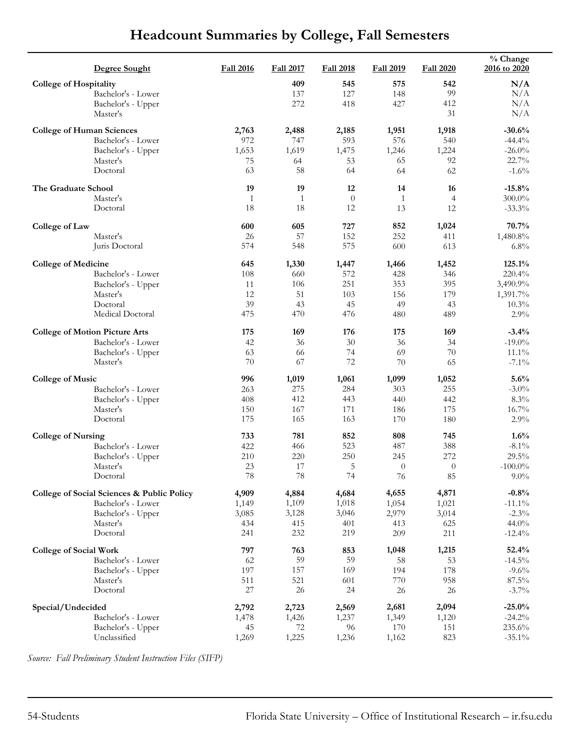# Headcount Summaries by College, Fall Semesters

| Degree Sought | Fall 2016 | Fall 2017 | Fall 2018 | Fall 2019 | Fall 2020 | % Change 2016 to 2020 |
|---|---|---|---|---|---|---|
| **College of Hospitality** | | **409** | **545** | **575** | **542** | **N/A** |
| Bachelor's - Lower | | 137 | 127 | 148 | 99 | N/A |
| Bachelor's - Upper | | 272 | 418 | 427 | 412 | N/A |
| Master's | | | | | 31 | N/A |
| **College of Human Sciences** | **2,763** | **2,488** | **2,185** | **1,951** | **1,918** | **-30.6%** |
| Bachelor's - Lower | 972 | 747 | 593 | 576 | 540 | -44.4% |
| Bachelor's - Upper | 1,653 | 1,619 | 1,475 | 1,246 | 1,224 | -26.0% |
| Master's | 75 | 64 | 53 | 65 | 92 | 22.7% |
| Doctoral | 63 | 58 | 64 | 64 | 62 | -1.6% |
| **The Graduate School** | **19** | **19** | **12** | **14** | **16** | **-15.8%** |
| Master's | 1 | 1 | 0 | 1 | 4 | 300.0% |
| Doctoral | 18 | 18 | 12 | 13 | 12 | -33.3% |
| **College of Law** | **600** | **605** | **727** | **852** | **1,024** | **70.7%** |
| Master's | 26 | 57 | 152 | 252 | 411 | 1,480.8% |
| Juris Doctoral | 574 | 548 | 575 | 600 | 613 | 6.8% |
| **College of Medicine** | **645** | **1,330** | **1,447** | **1,466** | **1,452** | **125.1%** |
| Bachelor's - Lower | 108 | 660 | 572 | 428 | 346 | 220.4% |
| Bachelor's - Upper | 11 | 106 | 251 | 353 | 395 | 3,490.9% |
| Master's | 12 | 51 | 103 | 156 | 179 | 1,391.7% |
| Doctoral | 39 | 43 | 45 | 49 | 43 | 10.3% |
| Medical Doctoral | 475 | 470 | 476 | 480 | 489 | 2.9% |
| **College of Motion Picture Arts** | **175** | **169** | **176** | **175** | **169** | **-3.4%** |
| Bachelor's - Lower | 42 | 36 | 30 | 36 | 34 | -19.0% |
| Bachelor's - Upper | 63 | 66 | 74 | 69 | 70 | 11.1% |
| Master's | 70 | 67 | 72 | 70 | 65 | -7.1% |
| **College of Music** | **996** | **1,019** | **1,061** | **1,099** | **1,052** | **5.6%** |
| Bachelor's - Lower | 263 | 275 | 284 | 303 | 255 | -3.0% |
| Bachelor's - Upper | 408 | 412 | 443 | 440 | 442 | 8.3% |
| Master's | 150 | 167 | 171 | 186 | 175 | 16.7% |
| Doctoral | 175 | 165 | 163 | 170 | 180 | 2.9% |
| **College of Nursing** | **733** | **781** | **852** | **808** | **745** | **1.6%** |
| Bachelor's - Lower | 422 | 466 | 523 | 487 | 388 | -8.1% |
| Bachelor's - Upper | 210 | 220 | 250 | 245 | 272 | 29.5% |
| Master's | 23 | 17 | 5 | 0 | 0 | -100.0% |
| Doctoral | 78 | 78 | 74 | 76 | 85 | 9.0% |
| **College of Social Sciences & Public Policy** | **4,909** | **4,884** | **4,684** | **4,655** | **4,871** | **-0.8%** |
| Bachelor's - Lower | 1,149 | 1,109 | 1,018 | 1,054 | 1,021 | -11.1% |
| Bachelor's - Upper | 3,085 | 3,128 | 3,046 | 2,979 | 3,014 | -2.3% |
| Master's | 434 | 415 | 401 | 413 | 625 | 44.0% |
| Doctoral | 241 | 232 | 219 | 209 | 211 | -12.4% |
| **College of Social Work** | **797** | **763** | **853** | **1,048** | **1,215** | **52.4%** |
| Bachelor's - Lower | 62 | 59 | 59 | 58 | 53 | -14.5% |
| Bachelor's - Upper | 197 | 157 | 169 | 194 | 178 | -9.6% |
| Master's | 511 | 521 | 601 | 770 | 958 | 87.5% |
| Doctoral | 27 | 26 | 24 | 26 | 26 | -3.7% |
| **Special/Undecided** | **2,792** | **2,723** | **2,569** | **2,681** | **2,094** | **-25.0%** |
| Bachelor's - Lower | 1,478 | 1,426 | 1,237 | 1,349 | 1,120 | -24.2% |
| Bachelor's - Upper | 45 | 72 | 96 | 170 | 151 | 235.6% |
| Unclassified | 1,269 | 1,225 | 1,236 | 1,162 | 823 | -35.1% |

*Source: Fall Preliminary Student Instruction Files (SIFP)*